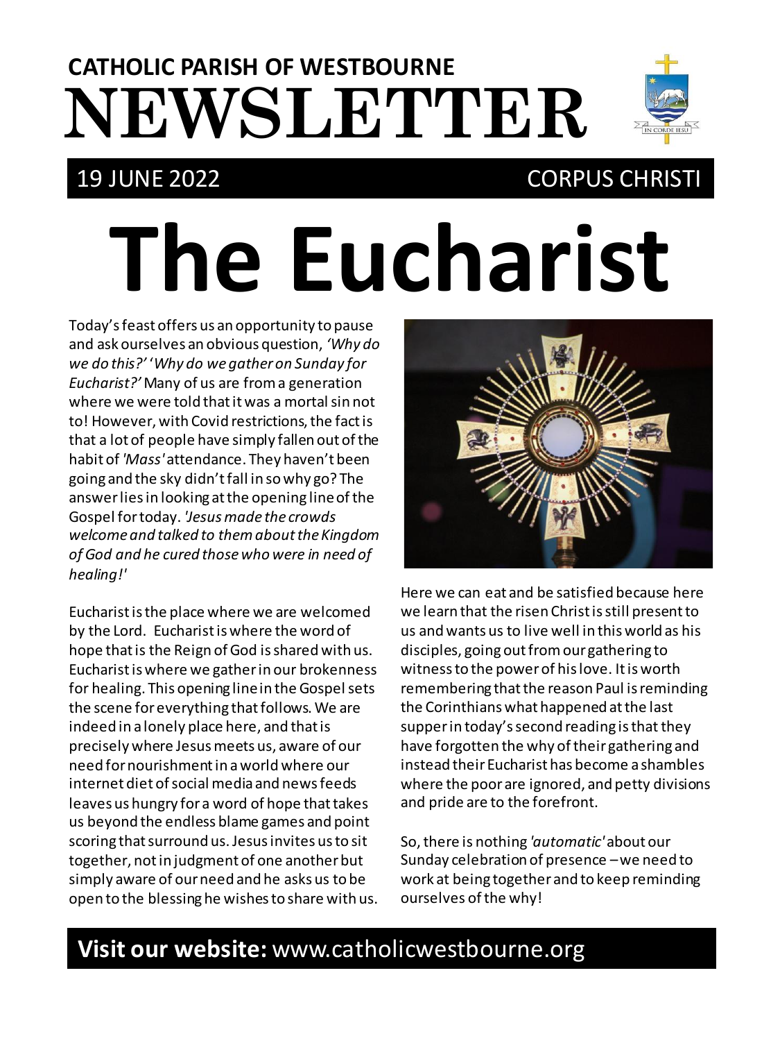**CATHOLIC PARISH OF WESTBOURNE**

# NEWSLETTER

19 JUNE 2022 — CORPUS CHRISTI

# The Eucharist

Today's feast offers us an opportunity to pause and ask ourselves an obvious question, *'Why do we do this?' 'Why do we gather on Sunday for Eucharist?'* Many of us are from a generation where we were told that it was a mortal sin not to! However, with Covid restrictions, the fact is that a lot of people have simply fallen out of the habit of *'Mass'* attendance. They haven't been going and the sky didn't fall in so why go? The answer lies in looking at the opening line of the Gospel for today. *'Jesus made the crowds welcome and talked to them about the Kingdom of God and he cured those who were in need of healing!'*

Eucharist is the place where we are welcomed by the Lord. Eucharist is where the word of hope that is the Reign of God is shared with us. Eucharist is where we gather in our brokenness for healing. This opening line in the Gospel sets the scene for everything that follows. We are indeed in a lonely place here, and that is precisely where Jesus meets us, aware of our need for nourishment in a world where our internet diet of social media and news feeds leaves us hungry for a word of hope that takes us beyond the endless blame games and point scoring that surround us. Jesus invites us to sit together, not in judgment of one another but simply aware of our need and he asks us to be open to the blessing he wishes to share with us.

Here we can eat and be satisfied because here we learn that the risen Christ is still present to us and wants us to live well in this world as his disciples, going out from our gathering to witness to the power of his love. It is worth remembering that the reason Paul is reminding the Corinthians what happened at the last supper in today's second reading is that they have forgotten the why of their gathering and instead their Eucharist has become a shambles where the poor are ignored, and petty divisions and pride are to the forefront.

So, there is nothing *'automatic'* about our Sunday celebration of presence – we need to work at being together and to keep reminding ourselves of the why!

**Visit our website:** www.catholicwestbourne.org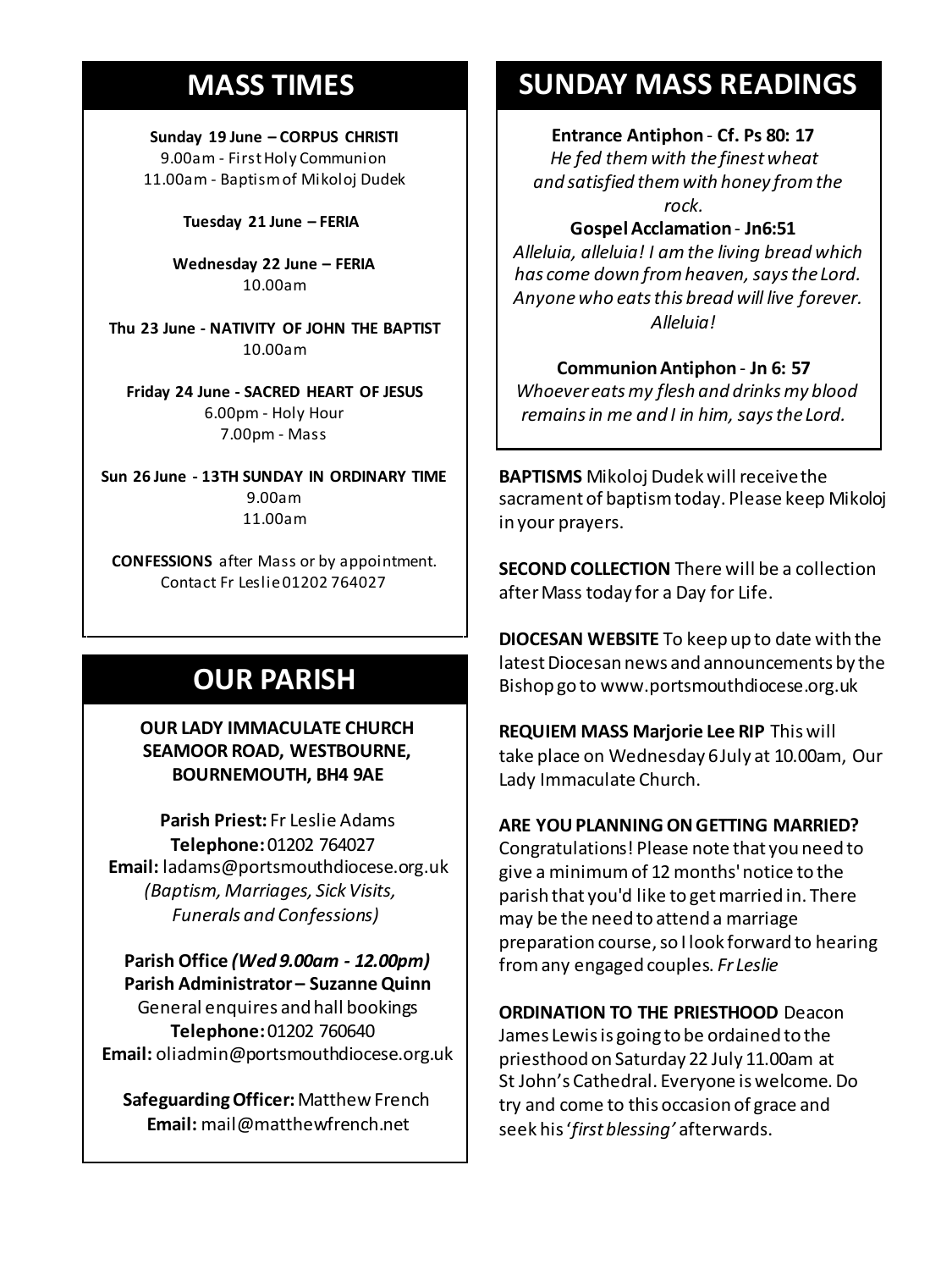## MASS TIMES

**Sunday 19 June – CORPUS CHRISTI**
9.00am - First Holy Communion
11.00am - Baptism of Mikoloj Dudek

**Tuesday 21 June – FERIA**

**Wednesday 22 June – FERIA**
10.00am

**Thu 23 June - NATIVITY OF JOHN THE BAPTIST**
10.00am

**Friday 24 June - SACRED HEART OF JESUS**
6.00pm - Holy Hour
7.00pm - Mass

**Sun 26 June - 13TH SUNDAY IN ORDINARY TIME**
9.00am
11.00am

**CONFESSIONS** after Mass or by appointment. Contact Fr Leslie 01202 764027

## OUR PARISH

**OUR LADY IMMACULATE CHURCH SEAMOOR ROAD, WESTBOURNE, BOURNEMOUTH, BH4 9AE**

**Parish Priest:** Fr Leslie Adams
**Telephone:** 01202 764027
**Email:** ladams@portsmouthdiocese.org.uk
*(Baptism, Marriages, Sick Visits, Funerals and Confessions)*

**Parish Office *(Wed 9.00am - 12.00pm)***
**Parish Administrator – Suzanne Quinn**
General enquires and hall bookings
**Telephone:** 01202 760640
**Email:** oliadmin@portsmouthdiocese.org.uk

**Safeguarding Officer:** Matthew French
**Email:** mail@matthewfrench.net

## SUNDAY MASS READINGS

**Entrance Antiphon - Cf. Ps 80: 17**
*He fed them with the finest wheat and satisfied them with honey from the rock.*

**Gospel Acclamation - Jn6:51**
*Alleluia, alleluia! I am the living bread which has come down from heaven, says the Lord. Anyone who eats this bread will live forever. Alleluia!*

**Communion Antiphon - Jn 6: 57**
*Whoever eats my flesh and drinks my blood remains in me and I in him, says the Lord.*

**BAPTISMS** Mikoloj Dudek will receive the sacrament of baptism today. Please keep Mikoloj in your prayers.

**SECOND COLLECTION** There will be a collection after Mass today for a Day for Life.

**DIOCESAN WEBSITE** To keep up to date with the latest Diocesan news and announcements by the Bishop go to www.portsmouthdiocese.org.uk

**REQUIEM MASS Marjorie Lee RIP** This will take place on Wednesday 6 July at 10.00am, Our Lady Immaculate Church.

**ARE YOU PLANNING ON GETTING MARRIED?** Congratulations! Please note that you need to give a minimum of 12 months' notice to the parish that you'd like to get married in. There may be the need to attend a marriage preparation course, so I look forward to hearing from any engaged couples. *Fr Leslie*

**ORDINATION TO THE PRIESTHOOD** Deacon James Lewis is going to be ordained to the priesthood on Saturday 22 July 11.00am at St John's Cathedral. Everyone is welcome. Do try and come to this occasion of grace and seek his '*first blessing*' afterwards.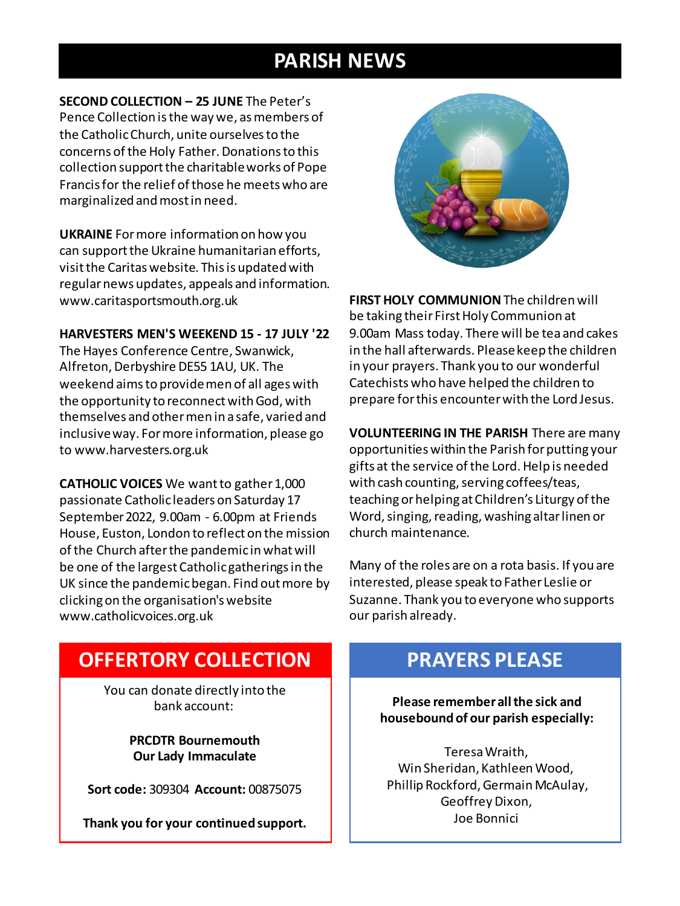# PARISH NEWS

**SECOND COLLECTION – 25 JUNE** The Peter's Pence Collection is the way we, as members of the Catholic Church, unite ourselves to the concerns of the Holy Father. Donations to this collection support the charitable works of Pope Francis for the relief of those he meets who are marginalized and most in need.

**UKRAINE** For more information on how you can support the Ukraine humanitarian efforts, visit the Caritas website. This is updated with regular news updates, appeals and information. www.caritasportsmouth.org.uk

**HARVESTERS MEN'S WEEKEND 15 - 17 JULY '22** The Hayes Conference Centre, Swanwick, Alfreton, Derbyshire DE55 1AU, UK. The weekend aims to provide men of all ages with the opportunity to reconnect with God, with themselves and other men in a safe, varied and inclusive way. For more information, please go to www.harvesters.org.uk

**CATHOLIC VOICES** We want to gather 1,000 passionate Catholic leaders on Saturday 17 September 2022, 9.00am - 6.00pm at Friends House, Euston, London to reflect on the mission of the Church after the pandemic in what will be one of the largest Catholic gatherings in the UK since the pandemic began. Find out more by clicking on the organisation's website www.catholicvoices.org.uk

**FIRST HOLY COMMUNION** The children will be taking their First Holy Communion at 9.00am Mass today. There will be tea and cakes in the hall afterwards. Please keep the children in your prayers. Thank you to our wonderful Catechists who have helped the children to prepare for this encounter with the Lord Jesus.

**VOLUNTEERING IN THE PARISH** There are many opportunities within the Parish for putting your gifts at the service of the Lord. Help is needed with cash counting, serving coffees/teas, teaching or helping at Children's Liturgy of the Word, singing, reading, washing altar linen or church maintenance.

Many of the roles are on a rota basis. If you are interested, please speak to Father Leslie or Suzanne. Thank you to everyone who supports our parish already.

## OFFERTORY COLLECTION

You can donate directly into the bank account:

**PRCDTR Bournemouth**
**Our Lady Immaculate**

**Sort code:** 309304 **Account:** 00875075

**Thank you for your continued support.**

## PRAYERS PLEASE

**Please remember all the sick and housebound of our parish especially:**

Teresa Wraith,
Win Sheridan, Kathleen Wood,
Phillip Rockford, Germain McAulay,
Geoffrey Dixon,
Joe Bonnici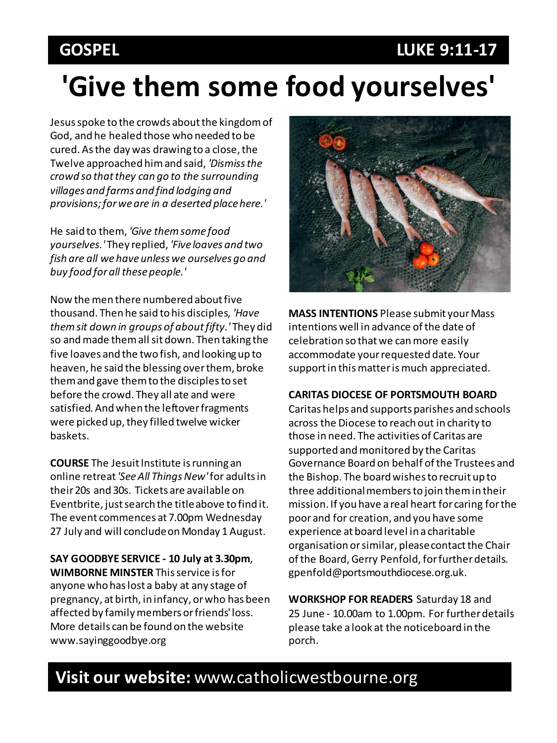## GOSPEL — LUKE 9:11-17

# 'Give them some food yourselves'

Jesus spoke to the crowds about the kingdom of God, and he healed those who needed to be cured. As the day was drawing to a close, the Twelve approached him and said, *'Dismiss the crowd so that they can go to the surrounding villages and farms and find lodging and provisions; for we are in a deserted place here.'*

He said to them, *'Give them some food yourselves.'* They replied, *'Five loaves and two fish are all we have unless we ourselves go and buy food for all these people.'*

Now the men there numbered about five thousand. Then he said to his disciples, *'Have them sit down in groups of about fifty.'* They did so and made them all sit down. Then taking the five loaves and the two fish, and looking up to heaven, he said the blessing over them, broke them and gave them to the disciples to set before the crowd. They all ate and were satisfied. And when the leftover fragments were picked up, they filled twelve wicker baskets.

**COURSE** The Jesuit Institute is running an online retreat *'See All Things New'* for adults in their 20s and 30s. Tickets are available on Eventbrite, just search the title above to find it. The event commences at 7.00pm Wednesday 27 July and will conclude on Monday 1 August.

**SAY GOODBYE SERVICE - 10 July at 3.30pm**, **WIMBORNE MINSTER** This service is for anyone who has lost a baby at any stage of pregnancy, at birth, in infancy, or who has been affected by family members or friends' loss. More details can be found on the website www.sayinggoodbye.org

**MASS INTENTIONS** Please submit your Mass intentions well in advance of the date of celebration so that we can more easily accommodate your requested date. Your support in this matter is much appreciated.

**CARITAS DIOCESE OF PORTSMOUTH BOARD**
Caritas helps and supports parishes and schools across the Diocese to reach out in charity to those in need. The activities of Caritas are supported and monitored by the Caritas Governance Board on behalf of the Trustees and the Bishop. The board wishes to recruit up to three additional members to join them in their mission. If you have a real heart for caring for the poor and for creation, and you have some experience at board level in a charitable organisation or similar, please contact the Chair of the Board, Gerry Penfold, for further details. gpenfold@portsmouthdiocese.org.uk.

**WORKSHOP FOR READERS** Saturday 18 and 25 June - 10.00am to 1.00pm. For further details please take a look at the noticeboard in the porch.

**Visit our website:** www.catholicwestbourne.org